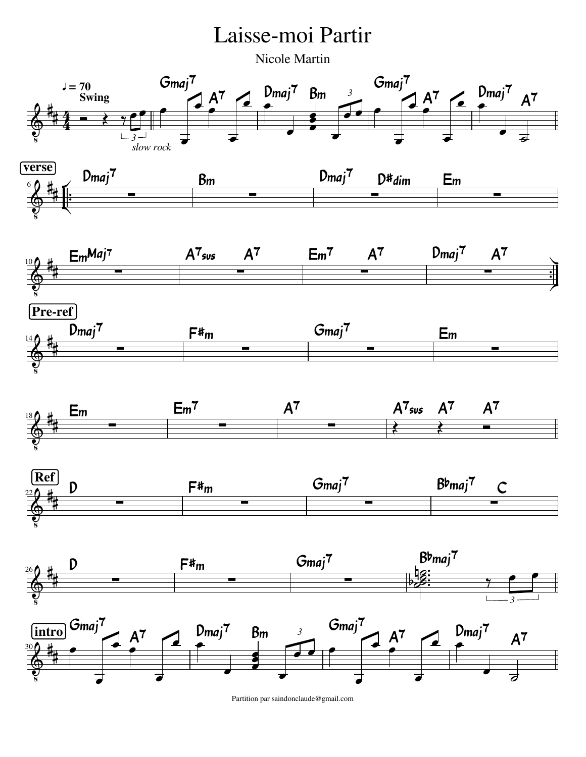# Laisse-moi Partir

Nicole Martin

♩ = 70
**Swing**

*slow rock*

Gmaj7 A7 | Dmaj7 Bm | Gmaj7 A7 | Dmaj7 A7

**verse**

Dmaj7 | Bm | Dmaj7 D#dim | Em

EmMaj7 | A7sus A7 | Em7 A7 | Dmaj7 A7

**Pre-ref**

Dmaj7 | F#m | Gmaj7 | Em

Em | Em7 | A7 | A7sus A7 A7

**Ref**

D | F#m | Gmaj7 | Bbmaj7 C

D | F#m | Gmaj7 | Bbmaj7

**intro**

Gmaj7 A7 | Dmaj7 Bm | Gmaj7 A7 | Dmaj7 A7

Partition par saindonclaude@gmail.com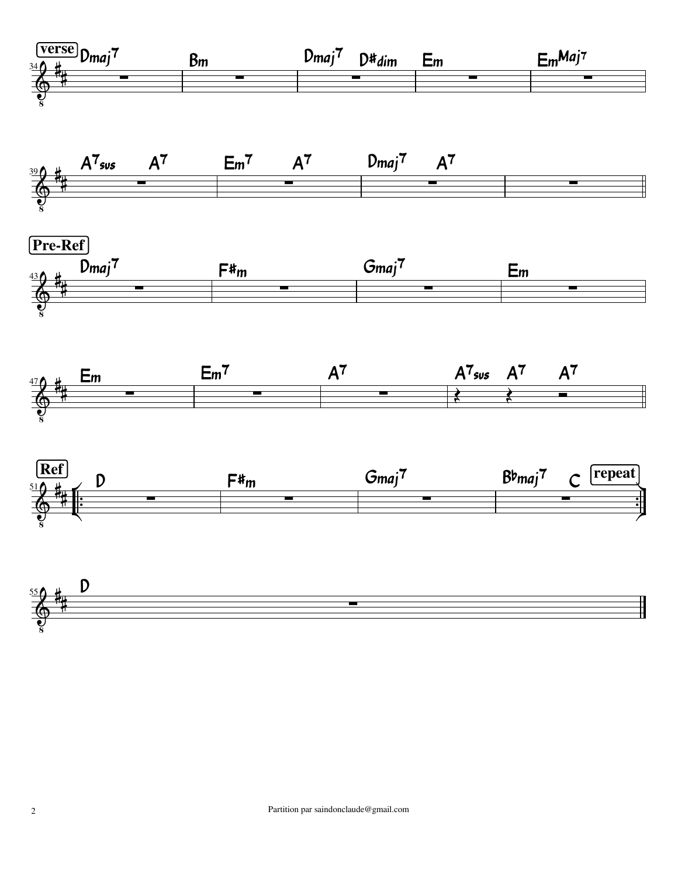**verse**

| 34 | | | | |
|---|---|---|---|---|
| Dmaj7 | Bm | Dmaj7 D#dim | Em | EmMaj7 |

| 39 | | | |
|---|---|---|---|
| A7sus A7 | Em7 A7 | Dmaj7 A7 | |

**Pre-Ref**

| 43 | | | |
|---|---|---|---|
| Dmaj7 | F#m | Gmaj7 | Em |

| 47 | | | |
|---|---|---|---|
| Em | Em7 | A7 | A7sus A7 A7 |

**Ref**

| 51 | | | |
|---|---|---|---|
| D | F#m | Gmaj7 | Bbmaj7 C |

**repeat**

| 55 |
|---|
| D |

Partition par saindonclaude@gmail.com